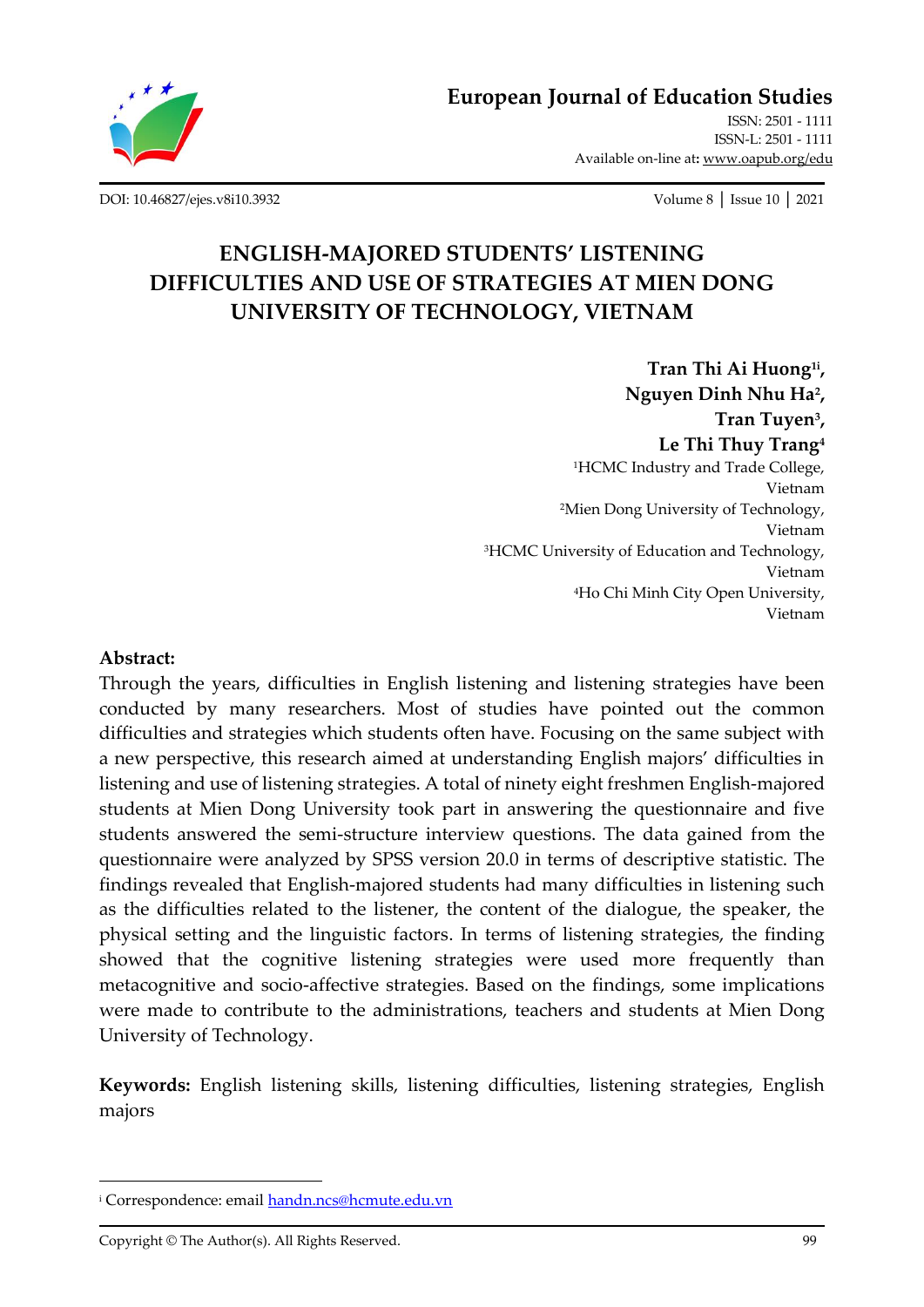# ENGLISH-MAJORED STUDENTS' LISTENING DIFFICULTIES AND USE OF STRATEGIES AT MIEN DONG UNIVERSITY OF TECHNOLOGY, VIETNAM

**Tran Thi Ai Huong[1i],**
**Nguyen Dinh Nhu Ha[2],**
**Tran Tuyen[3],**
**Le Thi Thuy Trang[4]**

[1]HCMC Industry and Trade College, Vietnam
[2]Mien Dong University of Technology, Vietnam
[3]HCMC University of Education and Technology, Vietnam
[4]Ho Chi Minh City Open University, Vietnam

**Abstract:**

Through the years, difficulties in English listening and listening strategies have been conducted by many researchers. Most of studies have pointed out the common difficulties and strategies which students often have. Focusing on the same subject with a new perspective, this research aimed at understanding English majors' difficulties in listening and use of listening strategies. A total of ninety eight freshmen English-majored students at Mien Dong University took part in answering the questionnaire and five students answered the semi-structure interview questions. The data gained from the questionnaire were analyzed by SPSS version 20.0 in terms of descriptive statistic. The findings revealed that English-majored students had many difficulties in listening such as the difficulties related to the listener, the content of the dialogue, the speaker, the physical setting and the linguistic factors. In terms of listening strategies, the finding showed that the cognitive listening strategies were used more frequently than metacognitive and socio-affective strategies. Based on the findings, some implications were made to contribute to the administrations, teachers and students at Mien Dong University of Technology.

**Keywords:** English listening skills, listening difficulties, listening strategies, English majors

---

[i] Correspondence: email handn.ncs@hcmute.edu.vn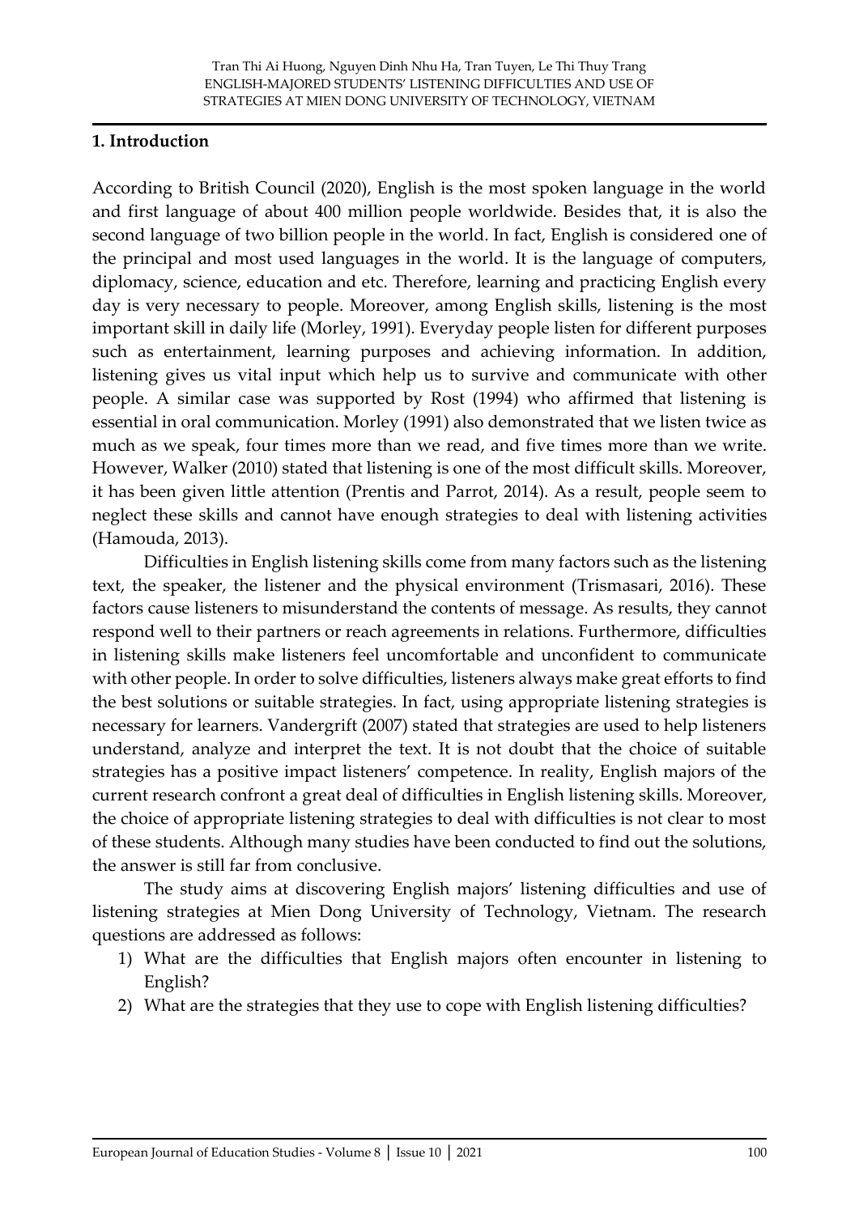## 1. Introduction

According to British Council (2020), English is the most spoken language in the world and first language of about 400 million people worldwide. Besides that, it is also the second language of two billion people in the world. In fact, English is considered one of the principal and most used languages in the world. It is the language of computers, diplomacy, science, education and etc. Therefore, learning and practicing English every day is very necessary to people. Moreover, among English skills, listening is the most important skill in daily life (Morley, 1991). Everyday people listen for different purposes such as entertainment, learning purposes and achieving information. In addition, listening gives us vital input which help us to survive and communicate with other people. A similar case was supported by Rost (1994) who affirmed that listening is essential in oral communication. Morley (1991) also demonstrated that we listen twice as much as we speak, four times more than we read, and five times more than we write. However, Walker (2010) stated that listening is one of the most difficult skills. Moreover, it has been given little attention (Prentis and Parrot, 2014). As a result, people seem to neglect these skills and cannot have enough strategies to deal with listening activities (Hamouda, 2013).

Difficulties in English listening skills come from many factors such as the listening text, the speaker, the listener and the physical environment (Trismasari, 2016). These factors cause listeners to misunderstand the contents of message. As results, they cannot respond well to their partners or reach agreements in relations. Furthermore, difficulties in listening skills make listeners feel uncomfortable and unconfident to communicate with other people. In order to solve difficulties, listeners always make great efforts to find the best solutions or suitable strategies. In fact, using appropriate listening strategies is necessary for learners. Vandergrift (2007) stated that strategies are used to help listeners understand, analyze and interpret the text. It is not doubt that the choice of suitable strategies has a positive impact listeners' competence. In reality, English majors of the current research confront a great deal of difficulties in English listening skills. Moreover, the choice of appropriate listening strategies to deal with difficulties is not clear to most of these students. Although many studies have been conducted to find out the solutions, the answer is still far from conclusive.

The study aims at discovering English majors' listening difficulties and use of listening strategies at Mien Dong University of Technology, Vietnam. The research questions are addressed as follows:

1) What are the difficulties that English majors often encounter in listening to English?
2) What are the strategies that they use to cope with English listening difficulties?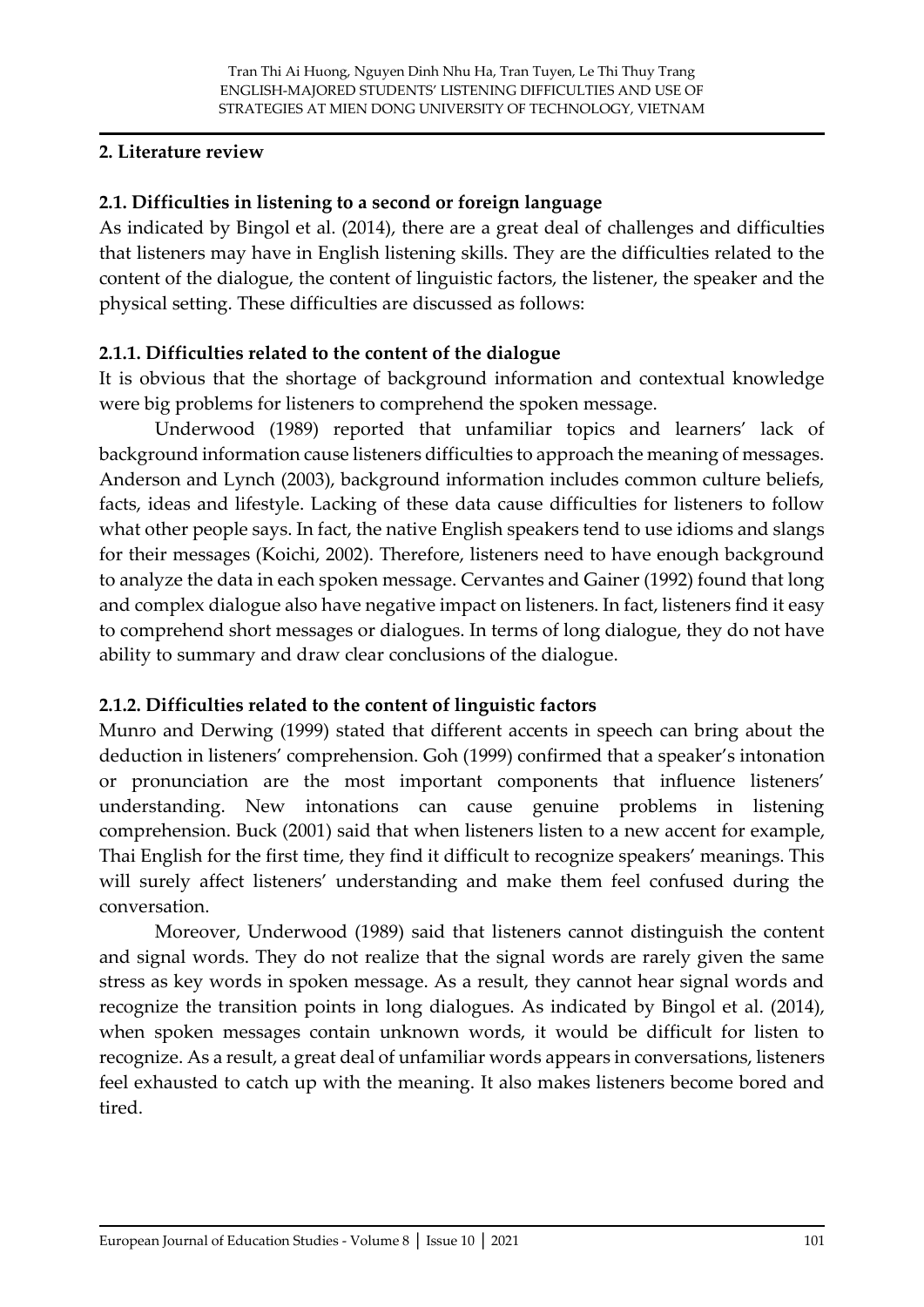## 2. Literature review

### 2.1. Difficulties in listening to a second or foreign language

As indicated by Bingol et al. (2014), there are a great deal of challenges and difficulties that listeners may have in English listening skills. They are the difficulties related to the content of the dialogue, the content of linguistic factors, the listener, the speaker and the physical setting. These difficulties are discussed as follows:

#### 2.1.1. Difficulties related to the content of the dialogue

It is obvious that the shortage of background information and contextual knowledge were big problems for listeners to comprehend the spoken message.

Underwood (1989) reported that unfamiliar topics and learners' lack of background information cause listeners difficulties to approach the meaning of messages. Anderson and Lynch (2003), background information includes common culture beliefs, facts, ideas and lifestyle. Lacking of these data cause difficulties for listeners to follow what other people says. In fact, the native English speakers tend to use idioms and slangs for their messages (Koichi, 2002). Therefore, listeners need to have enough background to analyze the data in each spoken message. Cervantes and Gainer (1992) found that long and complex dialogue also have negative impact on listeners. In fact, listeners find it easy to comprehend short messages or dialogues. In terms of long dialogue, they do not have ability to summary and draw clear conclusions of the dialogue.

#### 2.1.2. Difficulties related to the content of linguistic factors

Munro and Derwing (1999) stated that different accents in speech can bring about the deduction in listeners' comprehension. Goh (1999) confirmed that a speaker's intonation or pronunciation are the most important components that influence listeners' understanding. New intonations can cause genuine problems in listening comprehension. Buck (2001) said that when listeners listen to a new accent for example, Thai English for the first time, they find it difficult to recognize speakers' meanings. This will surely affect listeners' understanding and make them feel confused during the conversation.

Moreover, Underwood (1989) said that listeners cannot distinguish the content and signal words. They do not realize that the signal words are rarely given the same stress as key words in spoken message. As a result, they cannot hear signal words and recognize the transition points in long dialogues. As indicated by Bingol et al. (2014), when spoken messages contain unknown words, it would be difficult for listen to recognize. As a result, a great deal of unfamiliar words appears in conversations, listeners feel exhausted to catch up with the meaning. It also makes listeners become bored and tired.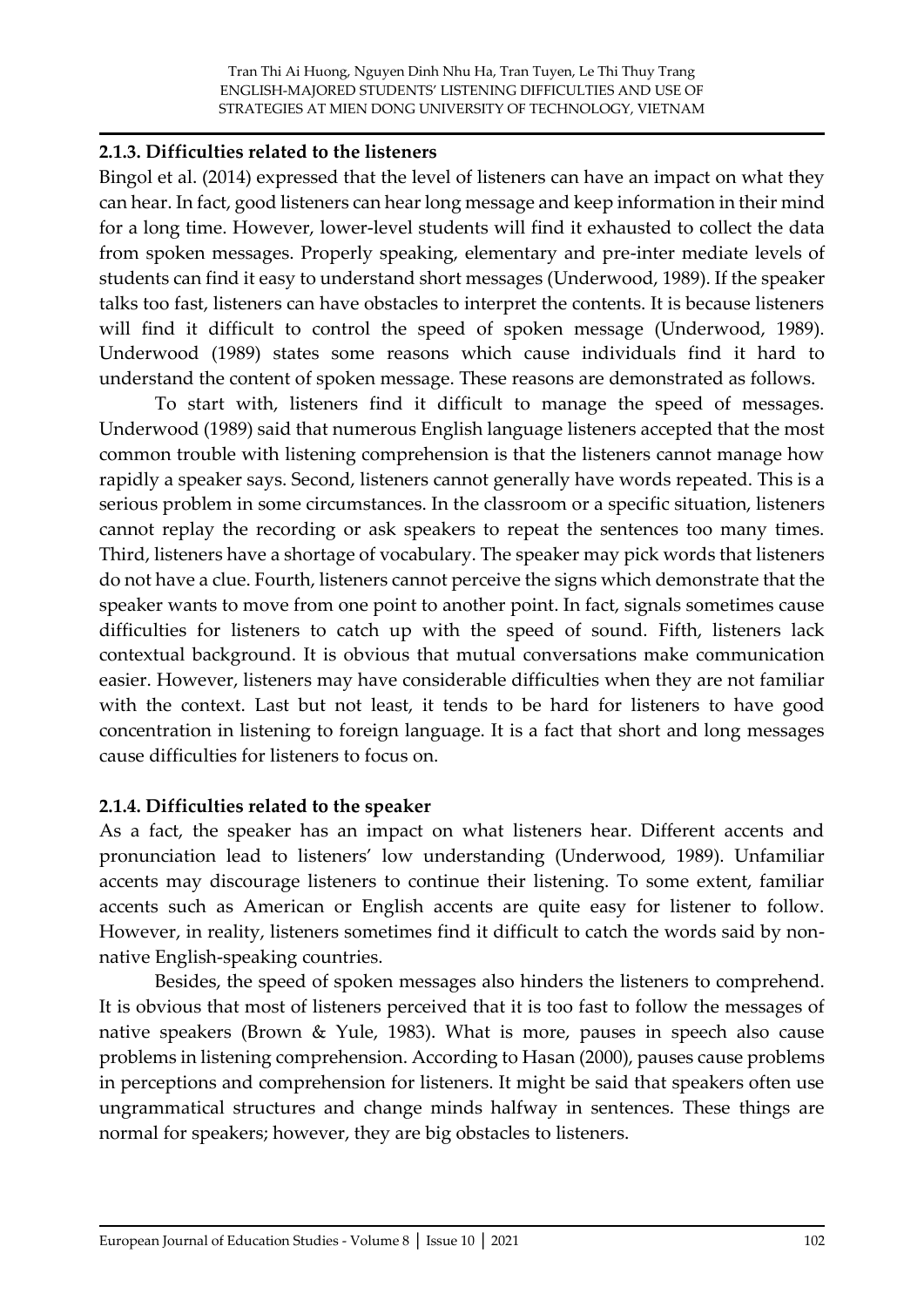### 2.1.3. Difficulties related to the listeners

Bingol et al. (2014) expressed that the level of listeners can have an impact on what they can hear. In fact, good listeners can hear long message and keep information in their mind for a long time. However, lower-level students will find it exhausted to collect the data from spoken messages. Properly speaking, elementary and pre-inter mediate levels of students can find it easy to understand short messages (Underwood, 1989). If the speaker talks too fast, listeners can have obstacles to interpret the contents. It is because listeners will find it difficult to control the speed of spoken message (Underwood, 1989). Underwood (1989) states some reasons which cause individuals find it hard to understand the content of spoken message. These reasons are demonstrated as follows.

To start with, listeners find it difficult to manage the speed of messages. Underwood (1989) said that numerous English language listeners accepted that the most common trouble with listening comprehension is that the listeners cannot manage how rapidly a speaker says. Second, listeners cannot generally have words repeated. This is a serious problem in some circumstances. In the classroom or a specific situation, listeners cannot replay the recording or ask speakers to repeat the sentences too many times. Third, listeners have a shortage of vocabulary. The speaker may pick words that listeners do not have a clue. Fourth, listeners cannot perceive the signs which demonstrate that the speaker wants to move from one point to another point. In fact, signals sometimes cause difficulties for listeners to catch up with the speed of sound. Fifth, listeners lack contextual background. It is obvious that mutual conversations make communication easier. However, listeners may have considerable difficulties when they are not familiar with the context. Last but not least, it tends to be hard for listeners to have good concentration in listening to foreign language. It is a fact that short and long messages cause difficulties for listeners to focus on.

### 2.1.4. Difficulties related to the speaker

As a fact, the speaker has an impact on what listeners hear. Different accents and pronunciation lead to listeners' low understanding (Underwood, 1989). Unfamiliar accents may discourage listeners to continue their listening. To some extent, familiar accents such as American or English accents are quite easy for listener to follow. However, in reality, listeners sometimes find it difficult to catch the words said by non-native English-speaking countries.

Besides, the speed of spoken messages also hinders the listeners to comprehend. It is obvious that most of listeners perceived that it is too fast to follow the messages of native speakers (Brown & Yule, 1983). What is more, pauses in speech also cause problems in listening comprehension. According to Hasan (2000), pauses cause problems in perceptions and comprehension for listeners. It might be said that speakers often use ungrammatical structures and change minds halfway in sentences. These things are normal for speakers; however, they are big obstacles to listeners.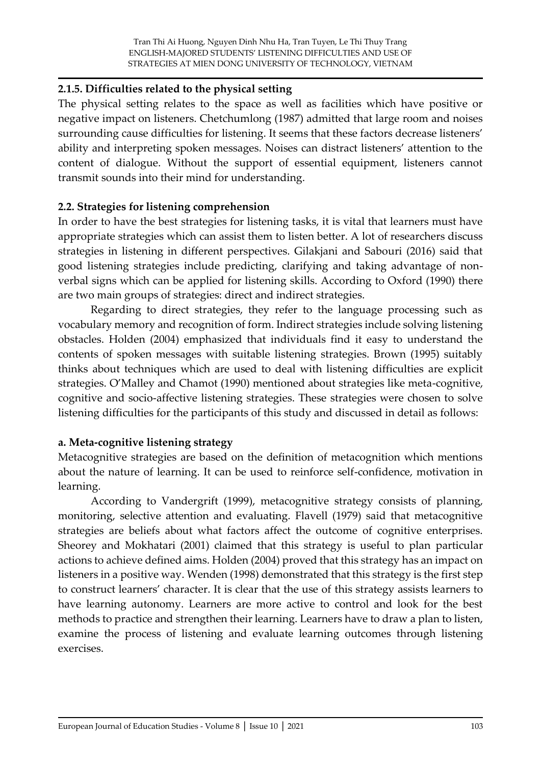### 2.1.5. Difficulties related to the physical setting

The physical setting relates to the space as well as facilities which have positive or negative impact on listeners. Chetchumlong (1987) admitted that large room and noises surrounding cause difficulties for listening. It seems that these factors decrease listeners' ability and interpreting spoken messages. Noises can distract listeners' attention to the content of dialogue. Without the support of essential equipment, listeners cannot transmit sounds into their mind for understanding.

## 2.2. Strategies for listening comprehension

In order to have the best strategies for listening tasks, it is vital that learners must have appropriate strategies which can assist them to listen better. A lot of researchers discuss strategies in listening in different perspectives. Gilakjani and Sabouri (2016) said that good listening strategies include predicting, clarifying and taking advantage of non-verbal signs which can be applied for listening skills. According to Oxford (1990) there are two main groups of strategies: direct and indirect strategies.

Regarding to direct strategies, they refer to the language processing such as vocabulary memory and recognition of form. Indirect strategies include solving listening obstacles. Holden (2004) emphasized that individuals find it easy to understand the contents of spoken messages with suitable listening strategies. Brown (1995) suitably thinks about techniques which are used to deal with listening difficulties are explicit strategies. O'Malley and Chamot (1990) mentioned about strategies like meta-cognitive, cognitive and socio-affective listening strategies. These strategies were chosen to solve listening difficulties for the participants of this study and discussed in detail as follows:

### a. Meta-cognitive listening strategy

Metacognitive strategies are based on the definition of metacognition which mentions about the nature of learning. It can be used to reinforce self-confidence, motivation in learning.

According to Vandergrift (1999), metacognitive strategy consists of planning, monitoring, selective attention and evaluating. Flavell (1979) said that metacognitive strategies are beliefs about what factors affect the outcome of cognitive enterprises. Sheorey and Mokhatari (2001) claimed that this strategy is useful to plan particular actions to achieve defined aims. Holden (2004) proved that this strategy has an impact on listeners in a positive way. Wenden (1998) demonstrated that this strategy is the first step to construct learners' character. It is clear that the use of this strategy assists learners to have learning autonomy. Learners are more active to control and look for the best methods to practice and strengthen their learning. Learners have to draw a plan to listen, examine the process of listening and evaluate learning outcomes through listening exercises.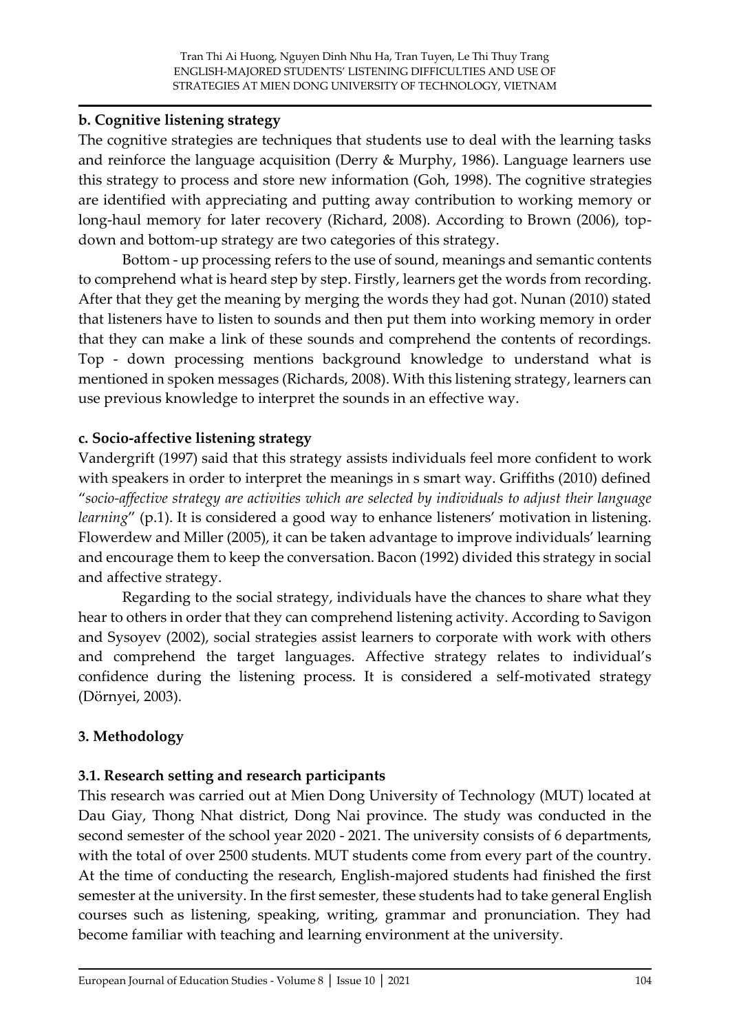#### b. Cognitive listening strategy

The cognitive strategies are techniques that students use to deal with the learning tasks and reinforce the language acquisition (Derry & Murphy, 1986). Language learners use this strategy to process and store new information (Goh, 1998). The cognitive strategies are identified with appreciating and putting away contribution to working memory or long-haul memory for later recovery (Richard, 2008). According to Brown (2006), top-down and bottom-up strategy are two categories of this strategy.

Bottom - up processing refers to the use of sound, meanings and semantic contents to comprehend what is heard step by step. Firstly, learners get the words from recording. After that they get the meaning by merging the words they had got. Nunan (2010) stated that listeners have to listen to sounds and then put them into working memory in order that they can make a link of these sounds and comprehend the contents of recordings. Top - down processing mentions background knowledge to understand what is mentioned in spoken messages (Richards, 2008). With this listening strategy, learners can use previous knowledge to interpret the sounds in an effective way.

#### c. Socio-affective listening strategy

Vandergrift (1997) said that this strategy assists individuals feel more confident to work with speakers in order to interpret the meanings in s smart way. Griffiths (2010) defined "*socio-affective strategy are activities which are selected by individuals to adjust their language learning*" (p.1). It is considered a good way to enhance listeners' motivation in listening. Flowerdew and Miller (2005), it can be taken advantage to improve individuals' learning and encourage them to keep the conversation. Bacon (1992) divided this strategy in social and affective strategy.

Regarding to the social strategy, individuals have the chances to share what they hear to others in order that they can comprehend listening activity. According to Savigon and Sysoyev (2002), social strategies assist learners to corporate with work with others and comprehend the target languages. Affective strategy relates to individual's confidence during the listening process. It is considered a self-motivated strategy (Dörnyei, 2003).

## 3. Methodology

### 3.1. Research setting and research participants

This research was carried out at Mien Dong University of Technology (MUT) located at Dau Giay, Thong Nhat district, Dong Nai province. The study was conducted in the second semester of the school year 2020 - 2021. The university consists of 6 departments, with the total of over 2500 students. MUT students come from every part of the country. At the time of conducting the research, English-majored students had finished the first semester at the university. In the first semester, these students had to take general English courses such as listening, speaking, writing, grammar and pronunciation. They had become familiar with teaching and learning environment at the university.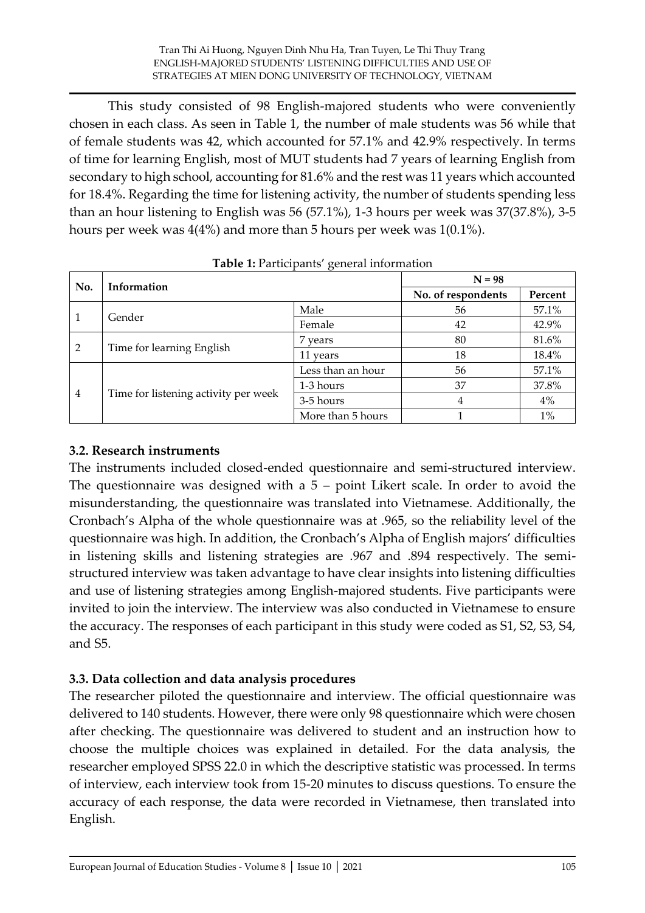This study consisted of 98 English-majored students who were conveniently chosen in each class. As seen in Table 1, the number of male students was 56 while that of female students was 42, which accounted for 57.1% and 42.9% respectively. In terms of time for learning English, most of MUT students had 7 years of learning English from secondary to high school, accounting for 81.6% and the rest was 11 years which accounted for 18.4%. Regarding the time for listening activity, the number of students spending less than an hour listening to English was 56 (57.1%), 1-3 hours per week was 37(37.8%), 3-5 hours per week was 4(4%) and more than 5 hours per week was 1(0.1%).

**Table 1:** Participants' general information

| No. | Information | | N = 98 | |
|---|---|---|---|---|
| | | | No. of respondents | Percent |
| 1 | Gender | Male | 56 | 57.1% |
| | | Female | 42 | 42.9% |
| 2 | Time for learning English | 7 years | 80 | 81.6% |
| | | 11 years | 18 | 18.4% |
| 4 | Time for listening activity per week | Less than an hour | 56 | 57.1% |
| | | 1-3 hours | 37 | 37.8% |
| | | 3-5 hours | 4 | 4% |
| | | More than 5 hours | 1 | 1% |

### 3.2. Research instruments

The instruments included closed-ended questionnaire and semi-structured interview. The questionnaire was designed with a 5 – point Likert scale. In order to avoid the misunderstanding, the questionnaire was translated into Vietnamese. Additionally, the Cronbach's Alpha of the whole questionnaire was at .965, so the reliability level of the questionnaire was high. In addition, the Cronbach's Alpha of English majors' difficulties in listening skills and listening strategies are .967 and .894 respectively. The semi-structured interview was taken advantage to have clear insights into listening difficulties and use of listening strategies among English-majored students. Five participants were invited to join the interview. The interview was also conducted in Vietnamese to ensure the accuracy. The responses of each participant in this study were coded as S1, S2, S3, S4, and S5.

### 3.3. Data collection and data analysis procedures

The researcher piloted the questionnaire and interview. The official questionnaire was delivered to 140 students. However, there were only 98 questionnaire which were chosen after checking. The questionnaire was delivered to student and an instruction how to choose the multiple choices was explained in detailed. For the data analysis, the researcher employed SPSS 22.0 in which the descriptive statistic was processed. In terms of interview, each interview took from 15-20 minutes to discuss questions. To ensure the accuracy of each response, the data were recorded in Vietnamese, then translated into English.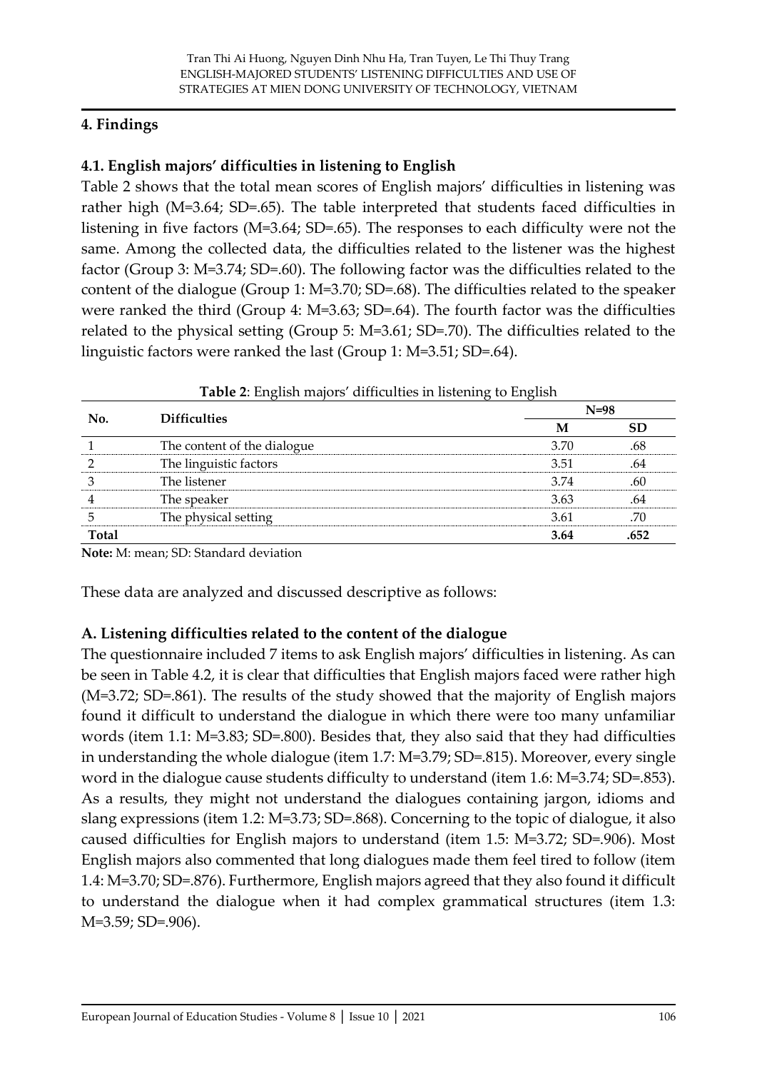## 4. Findings

### 4.1. English majors' difficulties in listening to English

Table 2 shows that the total mean scores of English majors' difficulties in listening was rather high (M=3.64; SD=.65). The table interpreted that students faced difficulties in listening in five factors (M=3.64; SD=.65). The responses to each difficulty were not the same. Among the collected data, the difficulties related to the listener was the highest factor (Group 3: M=3.74; SD=.60). The following factor was the difficulties related to the content of the dialogue (Group 1: M=3.70; SD=.68). The difficulties related to the speaker were ranked the third (Group 4: M=3.63; SD=.64). The fourth factor was the difficulties related to the physical setting (Group 5: M=3.61; SD=.70). The difficulties related to the linguistic factors were ranked the last (Group 1: M=3.51; SD=.64).

**Table 2**: English majors' difficulties in listening to English

| No. | Difficulties | N=98 | |
|---|---|---|---|
| | | **M** | **SD** |
| 1 | The content of the dialogue | 3.70 | .68 |
| 2 | The linguistic factors | 3.51 | .64 |
| 3 | The listener | 3.74 | .60 |
| 4 | The speaker | 3.63 | .64 |
| 5 | The physical setting | 3.61 | .70 |
| **Total** | | **3.64** | **.652** |

**Note:** M: mean; SD: Standard deviation

These data are analyzed and discussed descriptive as follows:

### A. Listening difficulties related to the content of the dialogue

The questionnaire included 7 items to ask English majors' difficulties in listening. As can be seen in Table 4.2, it is clear that difficulties that English majors faced were rather high (M=3.72; SD=.861). The results of the study showed that the majority of English majors found it difficult to understand the dialogue in which there were too many unfamiliar words (item 1.1: M=3.83; SD=.800). Besides that, they also said that they had difficulties in understanding the whole dialogue (item 1.7: M=3.79; SD=.815). Moreover, every single word in the dialogue cause students difficulty to understand (item 1.6: M=3.74; SD=.853). As a results, they might not understand the dialogues containing jargon, idioms and slang expressions (item 1.2: M=3.73; SD=.868). Concerning to the topic of dialogue, it also caused difficulties for English majors to understand (item 1.5: M=3.72; SD=.906). Most English majors also commented that long dialogues made them feel tired to follow (item 1.4: M=3.70; SD=.876). Furthermore, English majors agreed that they also found it difficult to understand the dialogue when it had complex grammatical structures (item 1.3: M=3.59; SD=.906).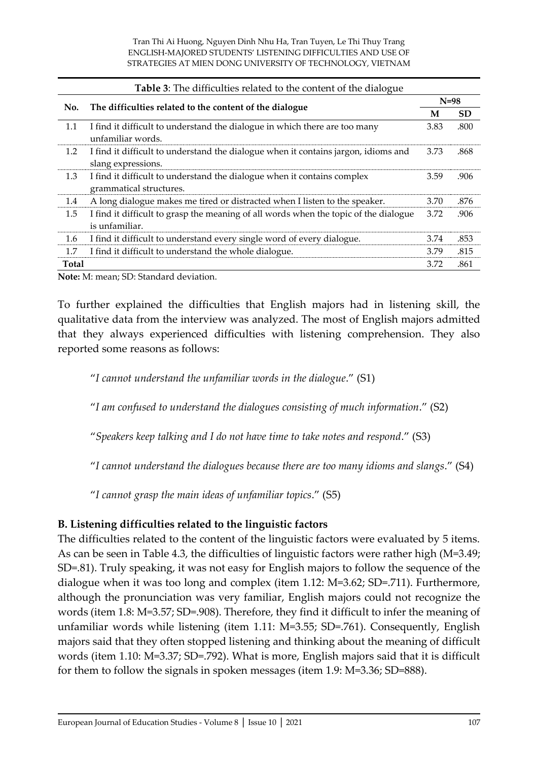**Table 3**: The difficulties related to the content of the dialogue

| No. | The difficulties related to the content of the dialogue | N=98 | |
|---|---|---|---|
| | | M | SD |
| 1.1 | I find it difficult to understand the dialogue in which there are too many unfamiliar words. | 3.83 | .800 |
| 1.2 | I find it difficult to understand the dialogue when it contains jargon, idioms and slang expressions. | 3.73 | .868 |
| 1.3 | I find it difficult to understand the dialogue when it contains complex grammatical structures. | 3.59 | .906 |
| 1.4 | A long dialogue makes me tired or distracted when I listen to the speaker. | 3.70 | .876 |
| 1.5 | I find it difficult to grasp the meaning of all words when the topic of the dialogue is unfamiliar. | 3.72 | .906 |
| 1.6 | I find it difficult to understand every single word of every dialogue. | 3.74 | .853 |
| 1.7 | I find it difficult to understand the whole dialogue. | 3.79 | .815 |
| **Total** | | 3.72 | .861 |

**Note:** M: mean; SD: Standard deviation.

To further explained the difficulties that English majors had in listening skill, the qualitative data from the interview was analyzed. The most of English majors admitted that they always experienced difficulties with listening comprehension. They also reported some reasons as follows:

"*I cannot understand the unfamiliar words in the dialogue*." (S1)

"*I am confused to understand the dialogues consisting of much information*." (S2)

"*Speakers keep talking and I do not have time to take notes and respond*." (S3)

"*I cannot understand the dialogues because there are too many idioms and slangs*." (S4)

"*I cannot grasp the main ideas of unfamiliar topics*." (S5)

### B. Listening difficulties related to the linguistic factors

The difficulties related to the content of the linguistic factors were evaluated by 5 items. As can be seen in Table 4.3, the difficulties of linguistic factors were rather high (M=3.49; SD=.81). Truly speaking, it was not easy for English majors to follow the sequence of the dialogue when it was too long and complex (item 1.12: M=3.62; SD=.711). Furthermore, although the pronunciation was very familiar, English majors could not recognize the words (item 1.8: M=3.57; SD=.908). Therefore, they find it difficult to infer the meaning of unfamiliar words while listening (item 1.11: M=3.55; SD=.761). Consequently, English majors said that they often stopped listening and thinking about the meaning of difficult words (item 1.10: M=3.37; SD=.792). What is more, English majors said that it is difficult for them to follow the signals in spoken messages (item 1.9: M=3.36; SD=888).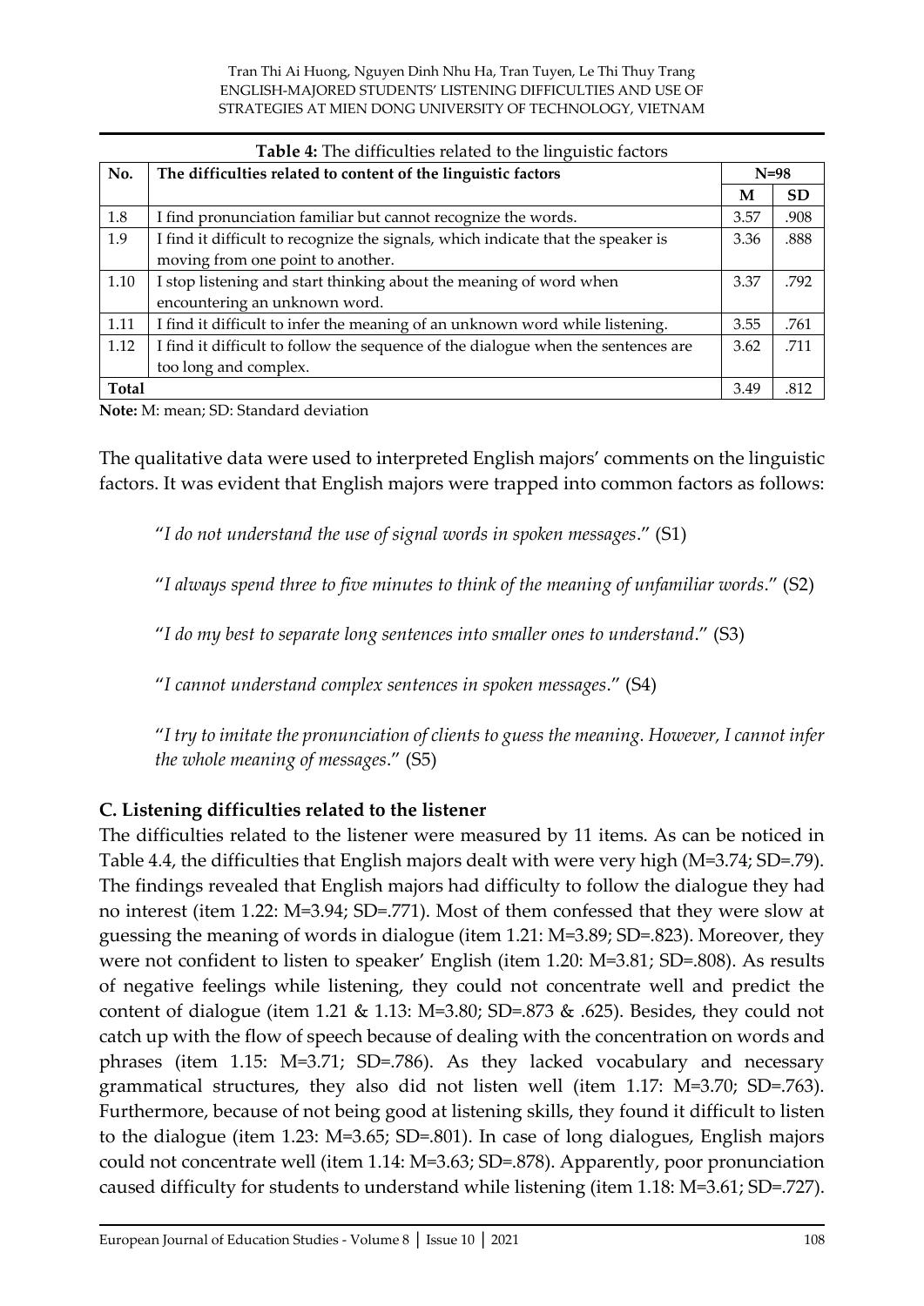**Table 4:** The difficulties related to the linguistic factors

| No. | The difficulties related to content of the linguistic factors | N=98 | |
|---|---|---|---|
| | | **M** | **SD** |
| 1.8 | I find pronunciation familiar but cannot recognize the words. | 3.57 | .908 |
| 1.9 | I find it difficult to recognize the signals, which indicate that the speaker is moving from one point to another. | 3.36 | .888 |
| 1.10 | I stop listening and start thinking about the meaning of word when encountering an unknown word. | 3.37 | .792 |
| 1.11 | I find it difficult to infer the meaning of an unknown word while listening. | 3.55 | .761 |
| 1.12 | I find it difficult to follow the sequence of the dialogue when the sentences are too long and complex. | 3.62 | .711 |
| **Total** | | 3.49 | .812 |

**Note:** M: mean; SD: Standard deviation

The qualitative data were used to interpreted English majors' comments on the linguistic factors. It was evident that English majors were trapped into common factors as follows:

> "*I do not understand the use of signal words in spoken messages*." (S1)
>
> "*I always spend three to five minutes to think of the meaning of unfamiliar words*." (S2)
>
> "*I do my best to separate long sentences into smaller ones to understand*." (S3)
>
> "*I cannot understand complex sentences in spoken messages*." (S4)
>
> "*I try to imitate the pronunciation of clients to guess the meaning. However, I cannot infer the whole meaning of messages*." (S5)

### C. Listening difficulties related to the listener

The difficulties related to the listener were measured by 11 items. As can be noticed in Table 4.4, the difficulties that English majors dealt with were very high (M=3.74; SD=.79). The findings revealed that English majors had difficulty to follow the dialogue they had no interest (item 1.22: M=3.94; SD=.771). Most of them confessed that they were slow at guessing the meaning of words in dialogue (item 1.21: M=3.89; SD=.823). Moreover, they were not confident to listen to speaker' English (item 1.20: M=3.81; SD=.808). As results of negative feelings while listening, they could not concentrate well and predict the content of dialogue (item 1.21 & 1.13: M=3.80; SD=.873 & .625). Besides, they could not catch up with the flow of speech because of dealing with the concentration on words and phrases (item 1.15: M=3.71; SD=.786). As they lacked vocabulary and necessary grammatical structures, they also did not listen well (item 1.17: M=3.70; SD=.763). Furthermore, because of not being good at listening skills, they found it difficult to listen to the dialogue (item 1.23: M=3.65; SD=.801). In case of long dialogues, English majors could not concentrate well (item 1.14: M=3.63; SD=.878). Apparently, poor pronunciation caused difficulty for students to understand while listening (item 1.18: M=3.61; SD=.727).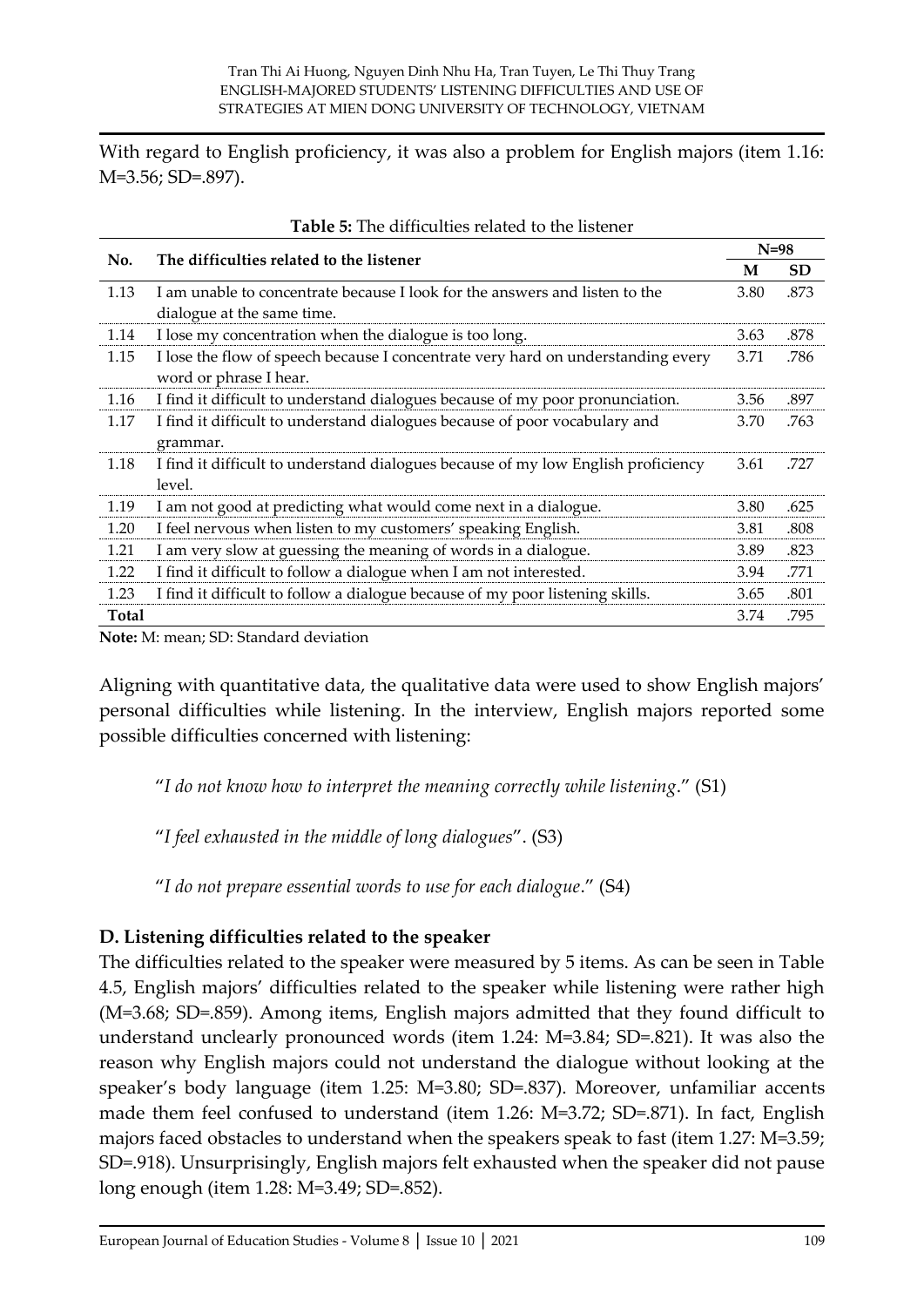With regard to English proficiency, it was also a problem for English majors (item 1.16: M=3.56; SD=.897).

**Table 5:** The difficulties related to the listener

| No. | The difficulties related to the listener | N=98 | |
|---|---|---|---|
| | | **M** | **SD** |
| 1.13 | I am unable to concentrate because I look for the answers and listen to the dialogue at the same time. | 3.80 | .873 |
| 1.14 | I lose my concentration when the dialogue is too long. | 3.63 | .878 |
| 1.15 | I lose the flow of speech because I concentrate very hard on understanding every word or phrase I hear. | 3.71 | .786 |
| 1.16 | I find it difficult to understand dialogues because of my poor pronunciation. | 3.56 | .897 |
| 1.17 | I find it difficult to understand dialogues because of poor vocabulary and grammar. | 3.70 | .763 |
| 1.18 | I find it difficult to understand dialogues because of my low English proficiency level. | 3.61 | .727 |
| 1.19 | I am not good at predicting what would come next in a dialogue. | 3.80 | .625 |
| 1.20 | I feel nervous when listen to my customers' speaking English. | 3.81 | .808 |
| 1.21 | I am very slow at guessing the meaning of words in a dialogue. | 3.89 | .823 |
| 1.22 | I find it difficult to follow a dialogue when I am not interested. | 3.94 | .771 |
| 1.23 | I find it difficult to follow a dialogue because of my poor listening skills. | 3.65 | .801 |
| **Total** | | 3.74 | .795 |

**Note:** M: mean; SD: Standard deviation

Aligning with quantitative data, the qualitative data were used to show English majors' personal difficulties while listening. In the interview, English majors reported some possible difficulties concerned with listening:

"*I do not know how to interpret the meaning correctly while listening*." (S1)

"*I feel exhausted in the middle of long dialogues*". (S3)

"*I do not prepare essential words to use for each dialogue*." (S4)

### D. Listening difficulties related to the speaker

The difficulties related to the speaker were measured by 5 items. As can be seen in Table 4.5, English majors' difficulties related to the speaker while listening were rather high (M=3.68; SD=.859). Among items, English majors admitted that they found difficult to understand unclearly pronounced words (item 1.24: M=3.84; SD=.821). It was also the reason why English majors could not understand the dialogue without looking at the speaker's body language (item 1.25: M=3.80; SD=.837). Moreover, unfamiliar accents made them feel confused to understand (item 1.26: M=3.72; SD=.871). In fact, English majors faced obstacles to understand when the speakers speak to fast (item 1.27: M=3.59; SD=.918). Unsurprisingly, English majors felt exhausted when the speaker did not pause long enough (item 1.28: M=3.49; SD=.852).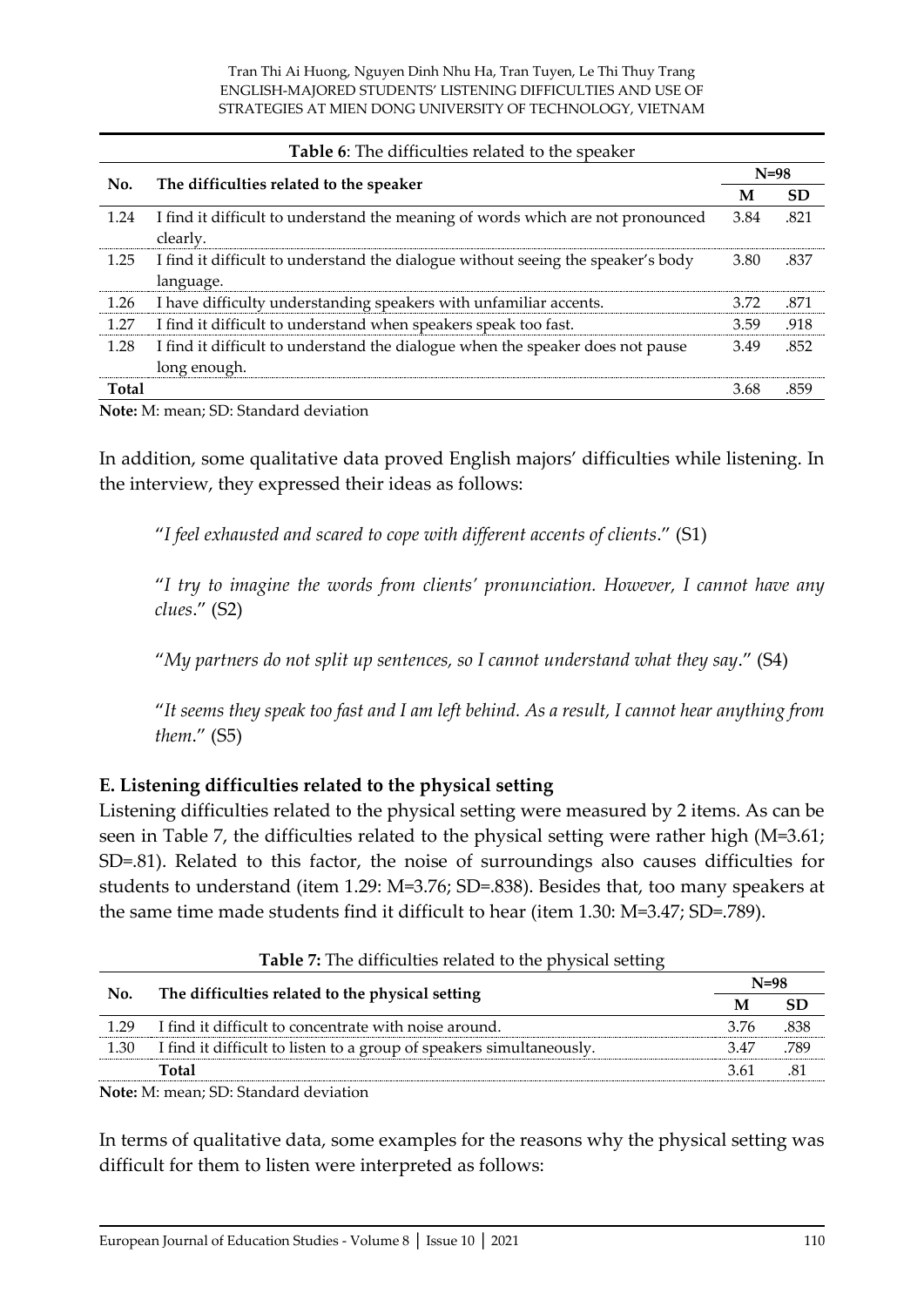**Table 6**: The difficulties related to the speaker

| No. | The difficulties related to the speaker | N=98 | |
|---|---|---|---|
| | | **M** | **SD** |
| 1.24 | I find it difficult to understand the meaning of words which are not pronounced clearly. | 3.84 | .821 |
| 1.25 | I find it difficult to understand the dialogue without seeing the speaker's body language. | 3.80 | .837 |
| 1.26 | I have difficulty understanding speakers with unfamiliar accents. | 3.72 | .871 |
| 1.27 | I find it difficult to understand when speakers speak too fast. | 3.59 | .918 |
| 1.28 | I find it difficult to understand the dialogue when the speaker does not pause long enough. | 3.49 | .852 |
| **Total** | | 3.68 | .859 |

**Note:** M: mean; SD: Standard deviation

In addition, some qualitative data proved English majors' difficulties while listening. In the interview, they expressed their ideas as follows:

"*I feel exhausted and scared to cope with different accents of clients*." (S1)

"*I try to imagine the words from clients' pronunciation. However, I cannot have any clues*." (S2)

"*My partners do not split up sentences, so I cannot understand what they say*." (S4)

"*It seems they speak too fast and I am left behind. As a result, I cannot hear anything from them*." (S5)

### E. Listening difficulties related to the physical setting

Listening difficulties related to the physical setting were measured by 2 items. As can be seen in Table 7, the difficulties related to the physical setting were rather high (M=3.61; SD=.81). Related to this factor, the noise of surroundings also causes difficulties for students to understand (item 1.29: M=3.76; SD=.838). Besides that, too many speakers at the same time made students find it difficult to hear (item 1.30: M=3.47; SD=.789).

**Table 7:** The difficulties related to the physical setting

| No. | The difficulties related to the physical setting | N=98 | |
|---|---|---|---|
| | | **M** | **SD** |
| 1.29 | I find it difficult to concentrate with noise around. | 3.76 | .838 |
| 1.30 | I find it difficult to listen to a group of speakers simultaneously. | 3.47 | .789 |
| | **Total** | 3.61 | .81 |

**Note:** M: mean; SD: Standard deviation

In terms of qualitative data, some examples for the reasons why the physical setting was difficult for them to listen were interpreted as follows: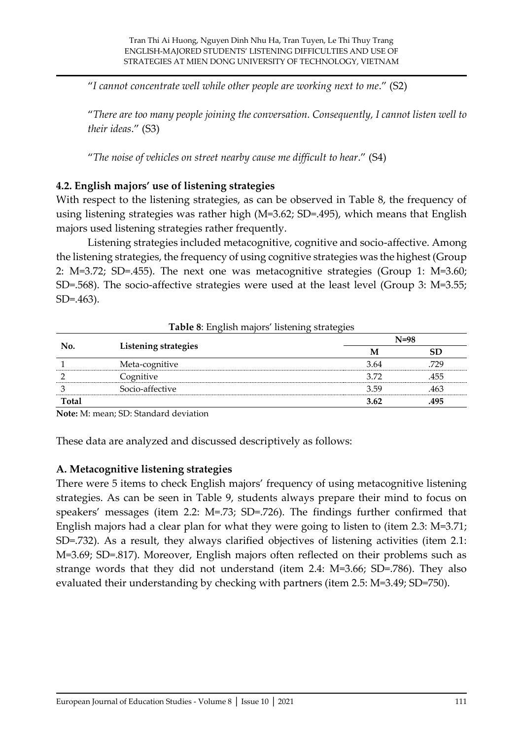"*I cannot concentrate well while other people are working next to me*." (S2)

"*There are too many people joining the conversation. Consequently, I cannot listen well to their ideas*." (S3)

"*The noise of vehicles on street nearby cause me difficult to hear*." (S4)

### 4.2. English majors' use of listening strategies

With respect to the listening strategies, as can be observed in Table 8, the frequency of using listening strategies was rather high (M=3.62; SD=.495), which means that English majors used listening strategies rather frequently.

Listening strategies included metacognitive, cognitive and socio-affective. Among the listening strategies, the frequency of using cognitive strategies was the highest (Group 2: M=3.72; SD=.455). The next one was metacognitive strategies (Group 1: M=3.60; SD=.568). The socio-affective strategies were used at the least level (Group 3: M=3.55; SD=.463).

**Table 8**: English majors' listening strategies

| No. | Listening strategies | N=98 | |
|---|---|---|---|
| | | **M** | **SD** |
| 1 | Meta-cognitive | 3.64 | .729 |
| 2 | Cognitive | 3.72 | .455 |
| 3 | Socio-affective | 3.59 | .463 |
| **Total** | | **3.62** | **.495** |

**Note:** M: mean; SD: Standard deviation

These data are analyzed and discussed descriptively as follows:

### A. Metacognitive listening strategies

There were 5 items to check English majors' frequency of using metacognitive listening strategies. As can be seen in Table 9, students always prepare their mind to focus on speakers' messages (item 2.2: M=.73; SD=.726). The findings further confirmed that English majors had a clear plan for what they were going to listen to (item 2.3: M=3.71; SD=.732). As a result, they always clarified objectives of listening activities (item 2.1: M=3.69; SD=.817). Moreover, English majors often reflected on their problems such as strange words that they did not understand (item 2.4: M=3.66; SD=.786). They also evaluated their understanding by checking with partners (item 2.5: M=3.49; SD=750).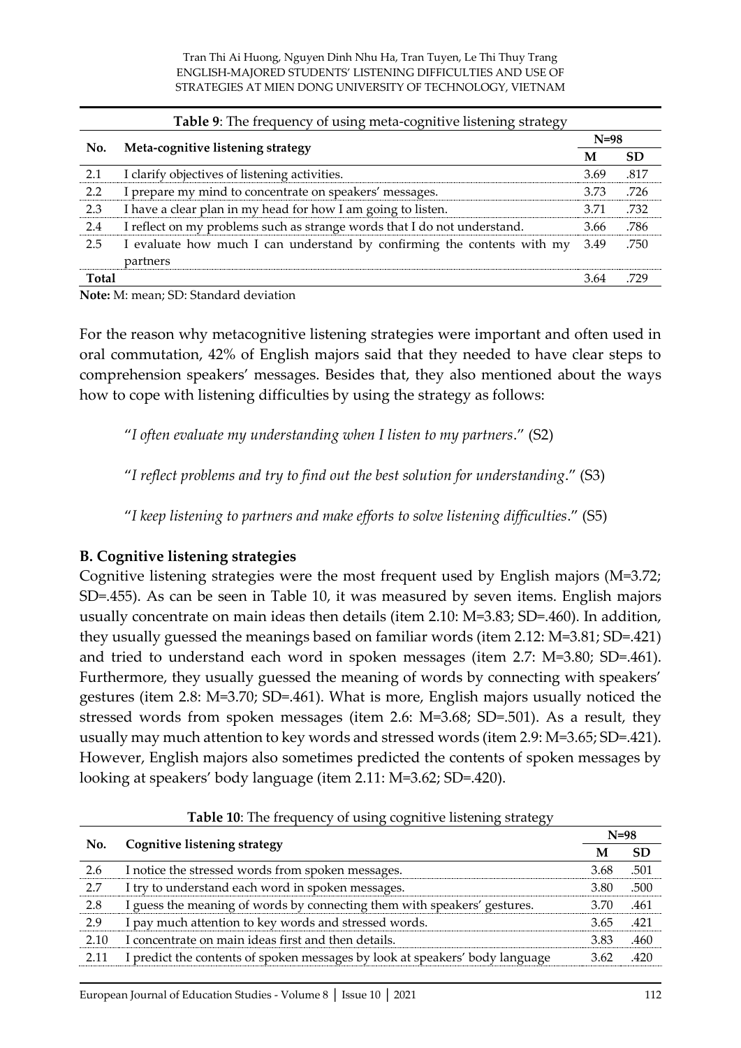**Table 9**: The frequency of using meta-cognitive listening strategy

| No. | Meta-cognitive listening strategy | N=98 | |
|---|---|---|---|
| | | M | SD |
| 2.1 | I clarify objectives of listening activities. | 3.69 | .817 |
| 2.2 | I prepare my mind to concentrate on speakers' messages. | 3.73 | .726 |
| 2.3 | I have a clear plan in my head for how I am going to listen. | 3.71 | .732 |
| 2.4 | I reflect on my problems such as strange words that I do not understand. | 3.66 | .786 |
| 2.5 | I evaluate how much I can understand by confirming the contents with my partners | 3.49 | .750 |
| Total | | 3.64 | .729 |

**Note:** M: mean; SD: Standard deviation

For the reason why metacognitive listening strategies were important and often used in oral commutation, 42% of English majors said that they needed to have clear steps to comprehension speakers' messages. Besides that, they also mentioned about the ways how to cope with listening difficulties by using the strategy as follows:

"*I often evaluate my understanding when I listen to my partners*." (S2)

"*I reflect problems and try to find out the best solution for understanding*." (S3)

"*I keep listening to partners and make efforts to solve listening difficulties*." (S5)

### B. Cognitive listening strategies

Cognitive listening strategies were the most frequent used by English majors (M=3.72; SD=.455). As can be seen in Table 10, it was measured by seven items. English majors usually concentrate on main ideas then details (item 2.10: M=3.83; SD=.460). In addition, they usually guessed the meanings based on familiar words (item 2.12: M=3.81; SD=.421) and tried to understand each word in spoken messages (item 2.7: M=3.80; SD=.461). Furthermore, they usually guessed the meaning of words by connecting with speakers' gestures (item 2.8: M=3.70; SD=.461). What is more, English majors usually noticed the stressed words from spoken messages (item 2.6: M=3.68; SD=.501). As a result, they usually may much attention to key words and stressed words (item 2.9: M=3.65; SD=.421). However, English majors also sometimes predicted the contents of spoken messages by looking at speakers' body language (item 2.11: M=3.62; SD=.420).

**Table 10**: The frequency of using cognitive listening strategy

| No. | Cognitive listening strategy | N=98 | |
|---|---|---|---|
| | | M | SD |
| 2.6 | I notice the stressed words from spoken messages. | 3.68 | .501 |
| 2.7 | I try to understand each word in spoken messages. | 3.80 | .500 |
| 2.8 | I guess the meaning of words by connecting them with speakers' gestures. | 3.70 | .461 |
| 2.9 | I pay much attention to key words and stressed words. | 3.65 | .421 |
| 2.10 | I concentrate on main ideas first and then details. | 3.83 | .460 |
| 2.11 | I predict the contents of spoken messages by look at speakers' body language | 3.62 | .420 |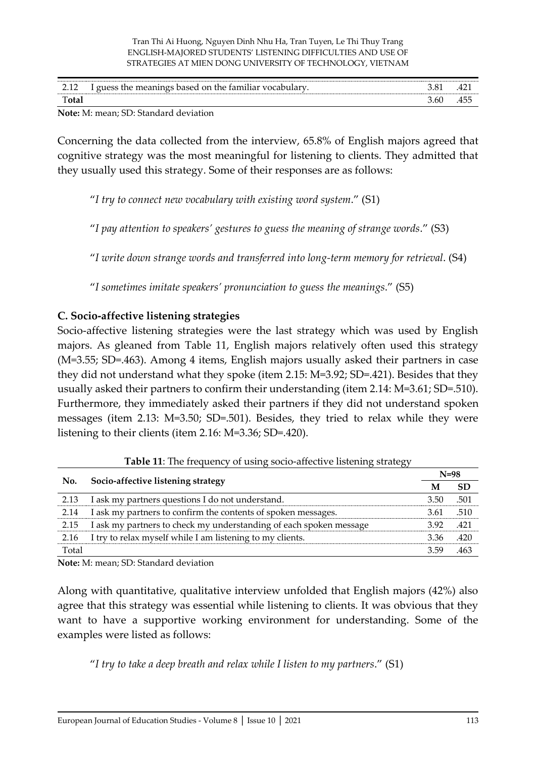| 2.12 | I guess the meanings based on the familiar vocabulary. | 3.81 | .421 |
|---|---|---|---|
| **Total** | | 3.60 | .455 |

**Note:** M: mean; SD: Standard deviation

Concerning the data collected from the interview, 65.8% of English majors agreed that cognitive strategy was the most meaningful for listening to clients. They admitted that they usually used this strategy. Some of their responses are as follows:

"*I try to connect new vocabulary with existing word system*." (S1)

"*I pay attention to speakers' gestures to guess the meaning of strange words*." (S3)

"*I write down strange words and transferred into long-term memory for retrieval*. (S4)

"*I sometimes imitate speakers' pronunciation to guess the meanings*." (S5)

### C. Socio-affective listening strategies

Socio-affective listening strategies were the last strategy which was used by English majors. As gleaned from Table 11, English majors relatively often used this strategy (M=3.55; SD=.463). Among 4 items, English majors usually asked their partners in case they did not understand what they spoke (item 2.15: M=3.92; SD=.421). Besides that they usually asked their partners to confirm their understanding (item 2.14: M=3.61; SD=.510). Furthermore, they immediately asked their partners if they did not understand spoken messages (item 2.13: M=3.50; SD=.501). Besides, they tried to relax while they were listening to their clients (item 2.16: M=3.36; SD=.420).

**Table 11**: The frequency of using socio-affective listening strategy

| No. | Socio-affective listening strategy | N=98 | |
|---|---|---|---|
| | | **M** | **SD** |
| 2.13 | I ask my partners questions I do not understand. | 3.50 | .501 |
| 2.14 | I ask my partners to confirm the contents of spoken messages. | 3.61 | .510 |
| 2.15 | I ask my partners to check my understanding of each spoken message | 3.92 | .421 |
| 2.16 | I try to relax myself while I am listening to my clients. | 3.36 | .420 |
| Total | | 3.59 | .463 |

**Note:** M: mean; SD: Standard deviation

Along with quantitative, qualitative interview unfolded that English majors (42%) also agree that this strategy was essential while listening to clients. It was obvious that they want to have a supportive working environment for understanding. Some of the examples were listed as follows:

"*I try to take a deep breath and relax while I listen to my partners*." (S1)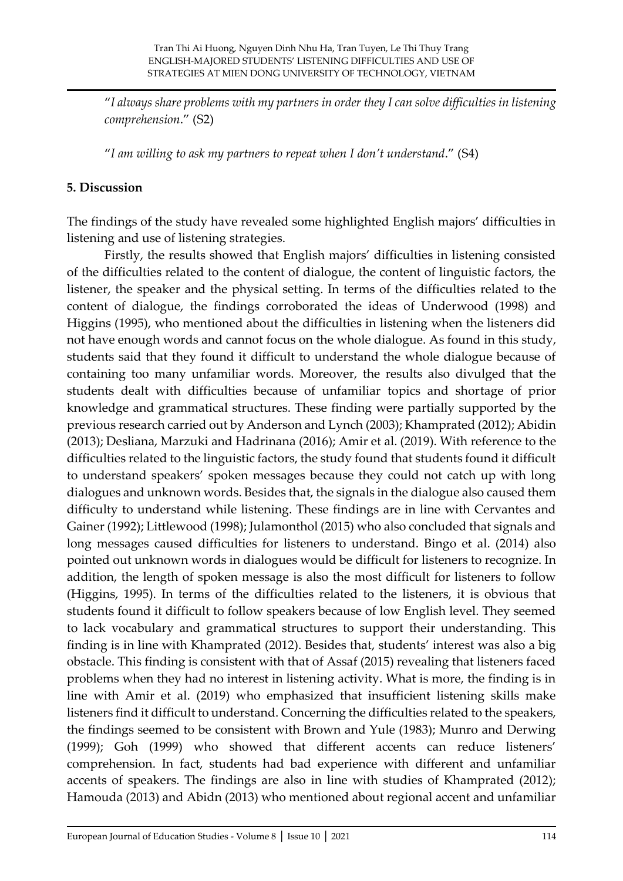"*I always share problems with my partners in order they I can solve difficulties in listening comprehension*." (S2)

"*I am willing to ask my partners to repeat when I don't understand*." (S4)

## 5. Discussion

The findings of the study have revealed some highlighted English majors' difficulties in listening and use of listening strategies.

Firstly, the results showed that English majors' difficulties in listening consisted of the difficulties related to the content of dialogue, the content of linguistic factors, the listener, the speaker and the physical setting. In terms of the difficulties related to the content of dialogue, the findings corroborated the ideas of Underwood (1998) and Higgins (1995), who mentioned about the difficulties in listening when the listeners did not have enough words and cannot focus on the whole dialogue. As found in this study, students said that they found it difficult to understand the whole dialogue because of containing too many unfamiliar words. Moreover, the results also divulged that the students dealt with difficulties because of unfamiliar topics and shortage of prior knowledge and grammatical structures. These finding were partially supported by the previous research carried out by Anderson and Lynch (2003); Khamprated (2012); Abidin (2013); Desliana, Marzuki and Hadrinana (2016); Amir et al. (2019). With reference to the difficulties related to the linguistic factors, the study found that students found it difficult to understand speakers' spoken messages because they could not catch up with long dialogues and unknown words. Besides that, the signals in the dialogue also caused them difficulty to understand while listening. These findings are in line with Cervantes and Gainer (1992); Littlewood (1998); Julamonthol (2015) who also concluded that signals and long messages caused difficulties for listeners to understand. Bingo et al. (2014) also pointed out unknown words in dialogues would be difficult for listeners to recognize. In addition, the length of spoken message is also the most difficult for listeners to follow (Higgins, 1995). In terms of the difficulties related to the listeners, it is obvious that students found it difficult to follow speakers because of low English level. They seemed to lack vocabulary and grammatical structures to support their understanding. This finding is in line with Khamprated (2012). Besides that, students' interest was also a big obstacle. This finding is consistent with that of Assaf (2015) revealing that listeners faced problems when they had no interest in listening activity. What is more, the finding is in line with Amir et al. (2019) who emphasized that insufficient listening skills make listeners find it difficult to understand. Concerning the difficulties related to the speakers, the findings seemed to be consistent with Brown and Yule (1983); Munro and Derwing (1999); Goh (1999) who showed that different accents can reduce listeners' comprehension. In fact, students had bad experience with different and unfamiliar accents of speakers. The findings are also in line with studies of Khamprated (2012); Hamouda (2013) and Abidn (2013) who mentioned about regional accent and unfamiliar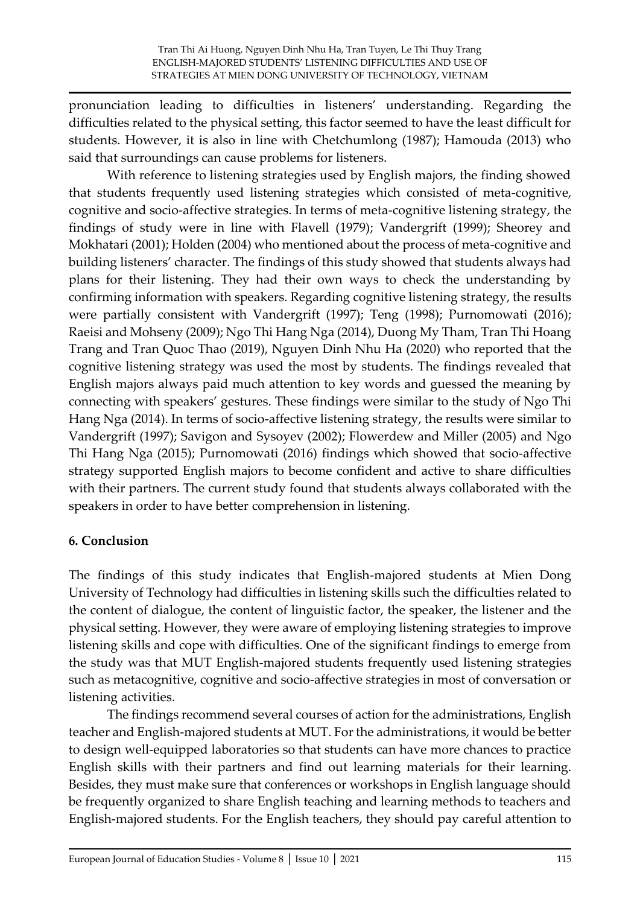pronunciation leading to difficulties in listeners' understanding. Regarding the difficulties related to the physical setting, this factor seemed to have the least difficult for students. However, it is also in line with Chetchumlong (1987); Hamouda (2013) who said that surroundings can cause problems for listeners.

With reference to listening strategies used by English majors, the finding showed that students frequently used listening strategies which consisted of meta-cognitive, cognitive and socio-affective strategies. In terms of meta-cognitive listening strategy, the findings of study were in line with Flavell (1979); Vandergrift (1999); Sheorey and Mokhatari (2001); Holden (2004) who mentioned about the process of meta-cognitive and building listeners' character. The findings of this study showed that students always had plans for their listening. They had their own ways to check the understanding by confirming information with speakers. Regarding cognitive listening strategy, the results were partially consistent with Vandergrift (1997); Teng (1998); Purnomowati (2016); Raeisi and Mohseny (2009); Ngo Thi Hang Nga (2014), Duong My Tham, Tran Thi Hoang Trang and Tran Quoc Thao (2019), Nguyen Dinh Nhu Ha (2020) who reported that the cognitive listening strategy was used the most by students. The findings revealed that English majors always paid much attention to key words and guessed the meaning by connecting with speakers' gestures. These findings were similar to the study of Ngo Thi Hang Nga (2014). In terms of socio-affective listening strategy, the results were similar to Vandergrift (1997); Savigon and Sysoyev (2002); Flowerdew and Miller (2005) and Ngo Thi Hang Nga (2015); Purnomowati (2016) findings which showed that socio-affective strategy supported English majors to become confident and active to share difficulties with their partners. The current study found that students always collaborated with the speakers in order to have better comprehension in listening.

## 6. Conclusion

The findings of this study indicates that English-majored students at Mien Dong University of Technology had difficulties in listening skills such the difficulties related to the content of dialogue, the content of linguistic factor, the speaker, the listener and the physical setting. However, they were aware of employing listening strategies to improve listening skills and cope with difficulties. One of the significant findings to emerge from the study was that MUT English-majored students frequently used listening strategies such as metacognitive, cognitive and socio-affective strategies in most of conversation or listening activities.

The findings recommend several courses of action for the administrations, English teacher and English-majored students at MUT. For the administrations, it would be better to design well-equipped laboratories so that students can have more chances to practice English skills with their partners and find out learning materials for their learning. Besides, they must make sure that conferences or workshops in English language should be frequently organized to share English teaching and learning methods to teachers and English-majored students. For the English teachers, they should pay careful attention to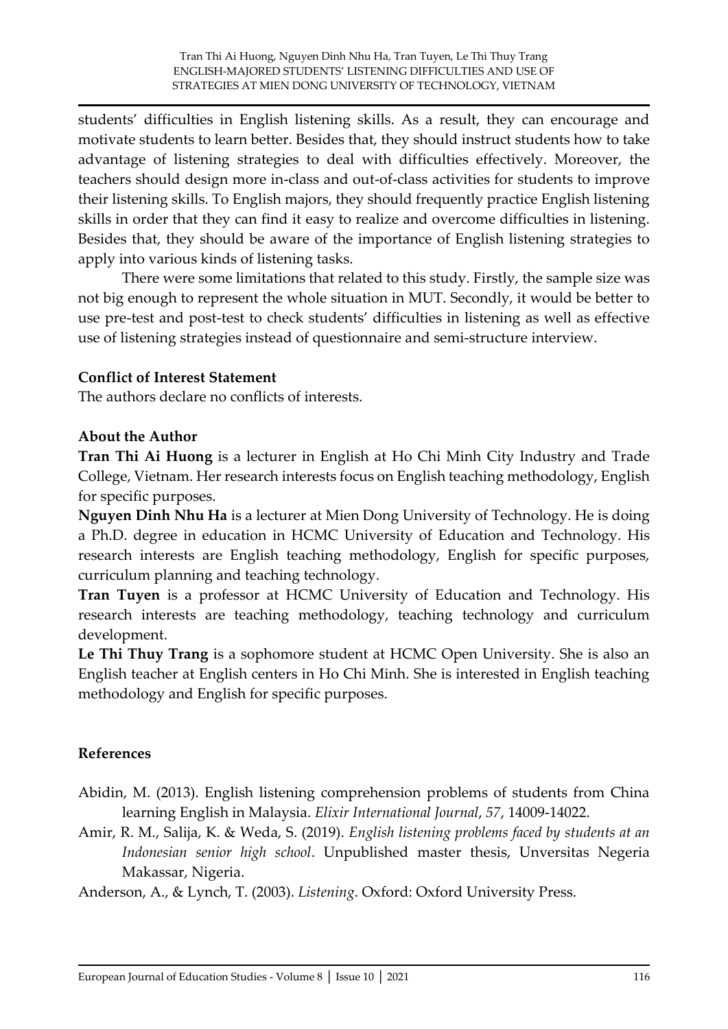students' difficulties in English listening skills. As a result, they can encourage and motivate students to learn better. Besides that, they should instruct students how to take advantage of listening strategies to deal with difficulties effectively. Moreover, the teachers should design more in-class and out-of-class activities for students to improve their listening skills. To English majors, they should frequently practice English listening skills in order that they can find it easy to realize and overcome difficulties in listening. Besides that, they should be aware of the importance of English listening strategies to apply into various kinds of listening tasks.

There were some limitations that related to this study. Firstly, the sample size was not big enough to represent the whole situation in MUT. Secondly, it would be better to use pre-test and post-test to check students' difficulties in listening as well as effective use of listening strategies instead of questionnaire and semi-structure interview.

### Conflict of Interest Statement

The authors declare no conflicts of interests.

### About the Author

**Tran Thi Ai Huong** is a lecturer in English at Ho Chi Minh City Industry and Trade College, Vietnam. Her research interests focus on English teaching methodology, English for specific purposes.

**Nguyen Dinh Nhu Ha** is a lecturer at Mien Dong University of Technology. He is doing a Ph.D. degree in education in HCMC University of Education and Technology. His research interests are English teaching methodology, English for specific purposes, curriculum planning and teaching technology.

**Tran Tuyen** is a professor at HCMC University of Education and Technology. His research interests are teaching methodology, teaching technology and curriculum development.

**Le Thi Thuy Trang** is a sophomore student at HCMC Open University. She is also an English teacher at English centers in Ho Chi Minh. She is interested in English teaching methodology and English for specific purposes.

### References

Abidin, M. (2013). English listening comprehension problems of students from China learning English in Malaysia. *Elixir International Journal*, *57*, 14009-14022.

Amir, R. M., Salija, K. & Weda, S. (2019). *English listening problems faced by students at an Indonesian senior high school*. Unpublished master thesis, Unversitas Negeria Makassar, Nigeria.

Anderson, A., & Lynch, T. (2003). *Listening*. Oxford: Oxford University Press.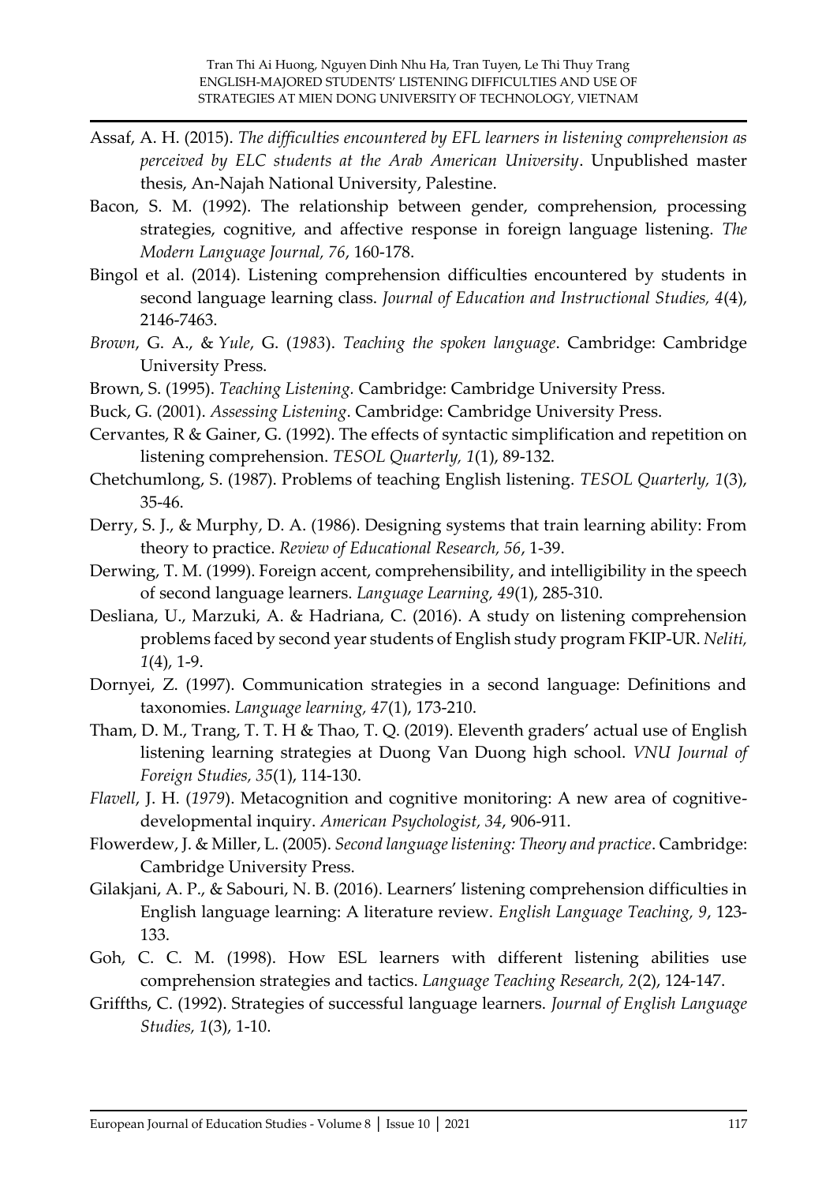Assaf, A. H. (2015). *The difficulties encountered by EFL learners in listening comprehension as perceived by ELC students at the Arab American University*. Unpublished master thesis, An-Najah National University, Palestine.

Bacon, S. M. (1992). The relationship between gender, comprehension, processing strategies, cognitive, and affective response in foreign language listening. *The Modern Language Journal, 76*, 160-178.

Bingol et al. (2014). Listening comprehension difficulties encountered by students in second language learning class. *Journal of Education and Instructional Studies, 4*(4), 2146-7463.

*Brown*, G. A., & *Yule*, G. (*1983*). *Teaching the spoken language*. Cambridge: Cambridge University Press.

Brown, S. (1995). *Teaching Listening.* Cambridge: Cambridge University Press.

Buck, G. (2001). *Assessing Listening*. Cambridge: Cambridge University Press.

Cervantes, R & Gainer, G. (1992). The effects of syntactic simplification and repetition on listening comprehension. *TESOL Quarterly, 1*(1), 89-132.

Chetchumlong, S. (1987). Problems of teaching English listening. *TESOL Quarterly, 1*(3), 35-46.

Derry, S. J., & Murphy, D. A. (1986). Designing systems that train learning ability: From theory to practice. *Review of Educational Research, 56*, 1-39.

Derwing, T. M. (1999). Foreign accent, comprehensibility, and intelligibility in the speech of second language learners. *Language Learning, 49*(1), 285-310.

Desliana, U., Marzuki, A. & Hadriana, C. (2016). A study on listening comprehension problems faced by second year students of English study program FKIP-UR. *Neliti, 1*(4), 1-9.

Dornyei, Z. (1997). Communication strategies in a second language: Definitions and taxonomies. *Language learning, 47*(1), 173-210.

Tham, D. M., Trang, T. T. H & Thao, T. Q. (2019). Eleventh graders' actual use of English listening learning strategies at Duong Van Duong high school. *VNU Journal of Foreign Studies, 35*(1), 114-130.

*Flavell*, J. H. (*1979*). Metacognition and cognitive monitoring: A new area of cognitive-developmental inquiry. *American Psychologist, 34*, 906-911.

Flowerdew, J. & Miller, L. (2005). *Second language listening: Theory and practice*. Cambridge: Cambridge University Press.

Gilakjani, A. P., & Sabouri, N. B. (2016). Learners' listening comprehension difficulties in English language learning: A literature review. *English Language Teaching, 9*, 123-133.

Goh, C. C. M. (1998). How ESL learners with different listening abilities use comprehension strategies and tactics. *Language Teaching Research, 2*(2), 124-147.

Griffths, C. (1992). Strategies of successful language learners. *Journal of English Language Studies, 1*(3), 1-10.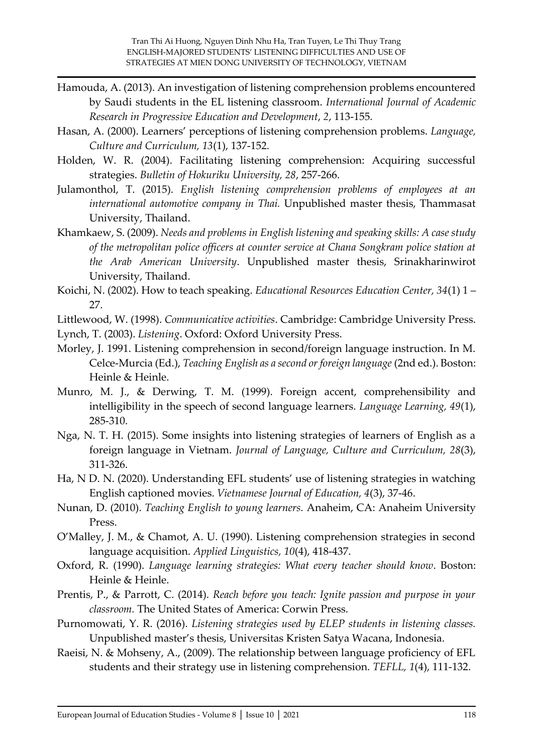Hamouda, A. (2013). An investigation of listening comprehension problems encountered by Saudi students in the EL listening classroom. *International Journal of Academic Research in Progressive Education and Development*, *2*, 113-155.

Hasan, A. (2000). Learners' perceptions of listening comprehension problems. *Language, Culture and Curriculum, 13*(1), 137-152.

Holden, W. R. (2004). Facilitating listening comprehension: Acquiring successful strategies. *Bulletin of Hokuriku University, 28*, 257-266.

Julamonthol, T. (2015). *English listening comprehension problems of employees at an international automotive company in Thai.* Unpublished master thesis, Thammasat University, Thailand.

Khamkaew, S. (2009). *Needs and problems in English listening and speaking skills: A case study of the metropolitan police officers at counter service at Chana Songkram police station at the Arab American University*. Unpublished master thesis, Srinakharinwirot University, Thailand.

Koichi, N. (2002). How to teach speaking. *Educational Resources Education Center, 34*(1) 1 – 27.

Littlewood, W. (1998). *Communicative activities*. Cambridge: Cambridge University Press.

Lynch, T. (2003). *Listening*. Oxford: Oxford University Press.

Morley, J. 1991. Listening comprehension in second/foreign language instruction. In M. Celce-Murcia (Ed.), *Teaching English as a second or foreign language* (2nd ed.). Boston: Heinle & Heinle.

Munro, M. J., & Derwing, T. M. (1999). Foreign accent, comprehensibility and intelligibility in the speech of second language learners. *Language Learning, 49*(1), 285-310.

Nga, N. T. H. (2015). Some insights into listening strategies of learners of English as a foreign language in Vietnam. *Journal of Language, Culture and Curriculum, 28*(3), 311-326.

Ha, N D. N. (2020). Understanding EFL students' use of listening strategies in watching English captioned movies. *Vietnamese Journal of Education, 4*(3), 37-46.

Nunan, D. (2010). *Teaching English to young learners.* Anaheim, CA: Anaheim University Press.

O'Malley, J. M., & Chamot, A. U. (1990). Listening comprehension strategies in second language acquisition. *Applied Linguistics, 10*(4), 418-437.

Oxford, R. (1990). *Language learning strategies: What every teacher should know*. Boston: Heinle & Heinle.

Prentis, P., & Parrott, C. (2014). *Reach before you teach: Ignite passion and purpose in your classroom.* The United States of America: Corwin Press.

Purnomowati, Y. R. (2016). *Listening strategies used by ELEP students in listening classes.* Unpublished master's thesis, Universitas Kristen Satya Wacana, Indonesia.

Raeisi, N. & Mohseny, A., (2009). The relationship between language proficiency of EFL students and their strategy use in listening comprehension. *TEFLL, 1*(4), 111-132.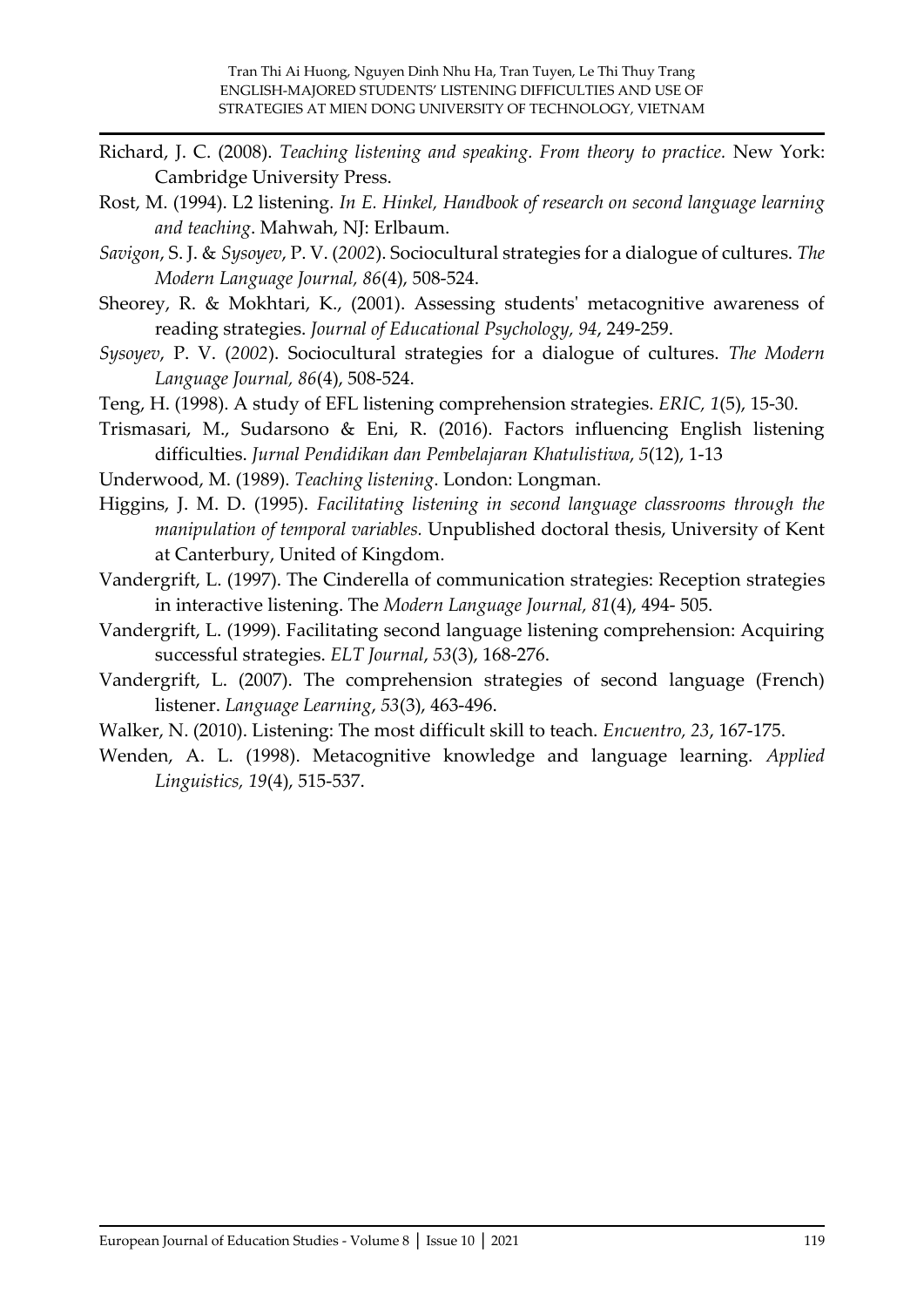Richard, J. C. (2008). *Teaching listening and speaking. From theory to practice.* New York: Cambridge University Press.

Rost, M. (1994). L2 listening. *In E. Hinkel, Handbook of research on second language learning and teaching*. Mahwah, NJ: Erlbaum.

*Savigon*, S. J. & *Sysoyev*, P. V. (*2002*). Sociocultural strategies for a dialogue of cultures. *The Modern Language Journal, 86*(4), 508-524.

Sheorey, R. & Mokhtari, K., (2001). Assessing students' metacognitive awareness of reading strategies. *Journal of Educational Psychology, 94*, 249-259.

*Sysoyev*, P. V. (*2002*). Sociocultural strategies for a dialogue of cultures. *The Modern Language Journal, 86*(4), 508-524.

Teng, H. (1998). A study of EFL listening comprehension strategies. *ERIC, 1*(5), 15-30.

Trismasari, M., Sudarsono & Eni, R. (2016). Factors influencing English listening difficulties. *Jurnal Pendidikan dan Pembelajaran Khatulistiwa*, *5*(12), 1-13

Underwood, M. (1989). *Teaching listening*. London: Longman.

Higgins, J. M. D. (1995). *Facilitating listening in second language classrooms through the manipulation of temporal variables.* Unpublished doctoral thesis, University of Kent at Canterbury, United of Kingdom.

Vandergrift, L. (1997). The Cinderella of communication strategies: Reception strategies in interactive listening. The *Modern Language Journal, 81*(4), 494- 505.

Vandergrift, L. (1999). Facilitating second language listening comprehension: Acquiring successful strategies. *ELT Journal*, *53*(3), 168-276.

Vandergrift, L. (2007). The comprehension strategies of second language (French) listener. *Language Learning*, *53*(3), 463-496.

Walker, N. (2010). Listening: The most difficult skill to teach. *Encuentro, 23*, 167-175.

Wenden, A. L. (1998). Metacognitive knowledge and language learning. *Applied Linguistics, 19*(4), 515-537.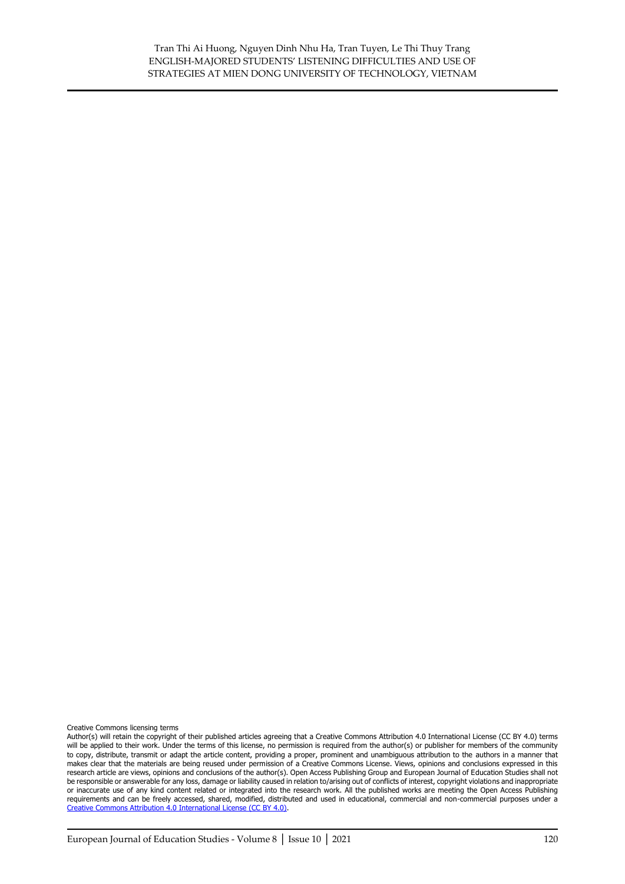Creative Commons licensing terms

Author(s) will retain the copyright of their published articles agreeing that a Creative Commons Attribution 4.0 International License (CC BY 4.0) terms will be applied to their work. Under the terms of this license, no permission is required from the author(s) or publisher for members of the community to copy, distribute, transmit or adapt the article content, providing a proper, prominent and unambiguous attribution to the authors in a manner that makes clear that the materials are being reused under permission of a Creative Commons License. Views, opinions and conclusions expressed in this research article are views, opinions and conclusions of the author(s). Open Access Publishing Group and European Journal of Education Studies shall not be responsible or answerable for any loss, damage or liability caused in relation to/arising out of conflicts of interest, copyright violations and inappropriate or inaccurate use of any kind content related or integrated into the research work. All the published works are meeting the Open Access Publishing requirements and can be freely accessed, shared, modified, distributed and used in educational, commercial and non-commercial purposes under a [Creative Commons Attribution 4.0 International License (CC BY 4.0)](https://creativecommons.org/licenses/by/4.0/).